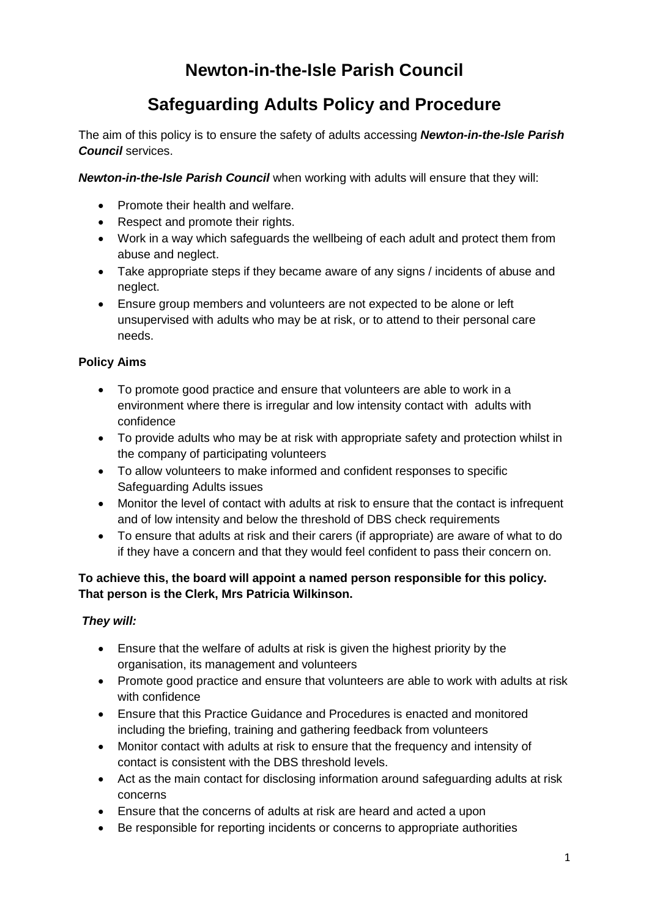# Newton-in-the-Isle Parish Council

## Safeguarding Adults Policy and Procedure

The aim of this policy is to ensure the safety of adults accessing ***Newton-in-the-Isle Parish Council*** services.

***Newton-in-the-Isle Parish Council*** when working with adults will ensure that they will:

- Promote their health and welfare.
- Respect and promote their rights.
- Work in a way which safeguards the wellbeing of each adult and protect them from abuse and neglect.
- Take appropriate steps if they became aware of any signs / incidents of abuse and neglect.
- Ensure group members and volunteers are not expected to be alone or left unsupervised with adults who may be at risk, or to attend to their personal care needs.

**Policy Aims**

- To promote good practice and ensure that volunteers are able to work in a environment where there is irregular and low intensity contact with adults with confidence
- To provide adults who may be at risk with appropriate safety and protection whilst in the company of participating volunteers
- To allow volunteers to make informed and confident responses to specific Safeguarding Adults issues
- Monitor the level of contact with adults at risk to ensure that the contact is infrequent and of low intensity and below the threshold of DBS check requirements
- To ensure that adults at risk and their carers (if appropriate) are aware of what to do if they have a concern and that they would feel confident to pass their concern on.

**To achieve this, the board will appoint a named person responsible for this policy. That person is the Clerk, Mrs Patricia Wilkinson.**

***They will:***

- Ensure that the welfare of adults at risk is given the highest priority by the organisation, its management and volunteers
- Promote good practice and ensure that volunteers are able to work with adults at risk with confidence
- Ensure that this Practice Guidance and Procedures is enacted and monitored including the briefing, training and gathering feedback from volunteers
- Monitor contact with adults at risk to ensure that the frequency and intensity of contact is consistent with the DBS threshold levels.
- Act as the main contact for disclosing information around safeguarding adults at risk concerns
- Ensure that the concerns of adults at risk are heard and acted a upon
- Be responsible for reporting incidents or concerns to appropriate authorities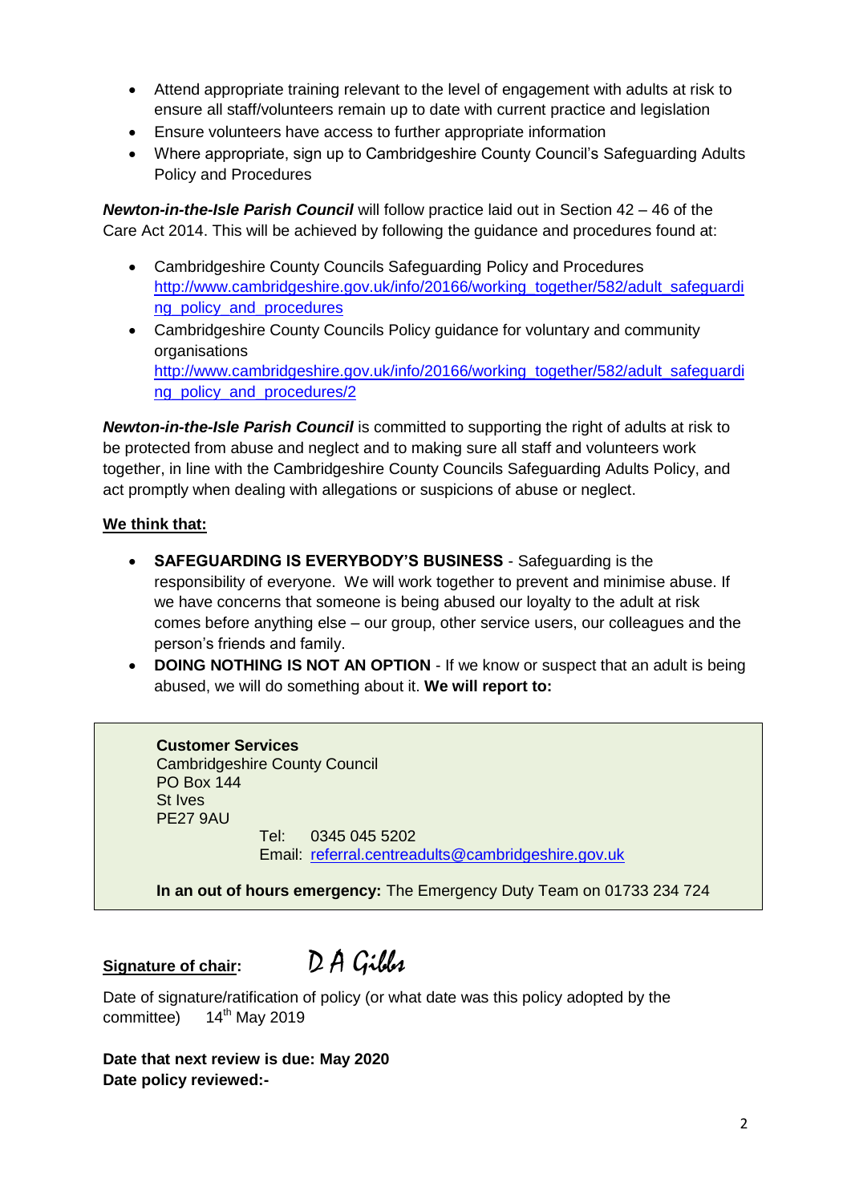- Attend appropriate training relevant to the level of engagement with adults at risk to ensure all staff/volunteers remain up to date with current practice and legislation
- Ensure volunteers have access to further appropriate information
- Where appropriate, sign up to Cambridgeshire County Council's Safeguarding Adults Policy and Procedures

***Newton-in-the-Isle Parish Council*** will follow practice laid out in Section 42 – 46 of the Care Act 2014. This will be achieved by following the guidance and procedures found at:

- Cambridgeshire County Councils Safeguarding Policy and Procedures
  http://www.cambridgeshire.gov.uk/info/20166/working_together/582/adult_safeguarding_policy_and_procedures
- Cambridgeshire County Councils Policy guidance for voluntary and community organisations
  http://www.cambridgeshire.gov.uk/info/20166/working_together/582/adult_safeguarding_policy_and_procedures/2

***Newton-in-the-Isle Parish Council*** is committed to supporting the right of adults at risk to be protected from abuse and neglect and to making sure all staff and volunteers work together, in line with the Cambridgeshire County Councils Safeguarding Adults Policy, and act promptly when dealing with allegations or suspicions of abuse or neglect.

**We think that:**

- **SAFEGUARDING IS EVERYBODY'S BUSINESS** - Safeguarding is the responsibility of everyone. We will work together to prevent and minimise abuse. If we have concerns that someone is being abused our loyalty to the adult at risk comes before anything else – our group, other service users, our colleagues and the person's friends and family.
- **DOING NOTHING IS NOT AN OPTION** - If we know or suspect that an adult is being abused, we will do something about it. **We will report to:**

**Customer Services**
Cambridgeshire County Council
PO Box 144
St Ives
PE27 9AU
Tel: 0345 045 5202
Email: referral.centreadults@cambridgeshire.gov.uk

**In an out of hours emergency:** The Emergency Duty Team on 01733 234 724

**Signature of chair:** D A Gibbs

Date of signature/ratification of policy (or what date was this policy adopted by the committee) 14th May 2019

**Date that next review is due: May 2020**
**Date policy reviewed:-**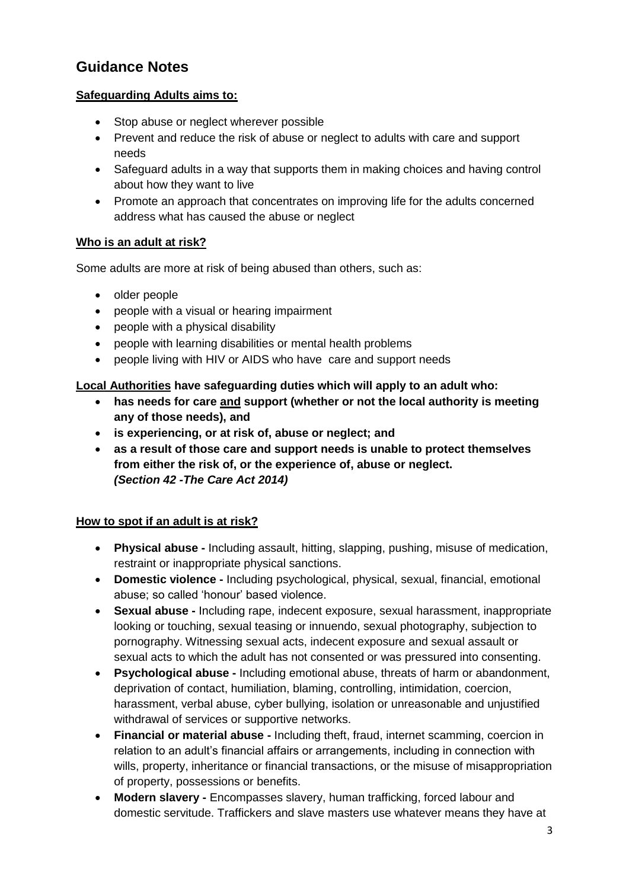## Guidance Notes

**Safeguarding Adults aims to:**

- Stop abuse or neglect wherever possible
- Prevent and reduce the risk of abuse or neglect to adults with care and support needs
- Safeguard adults in a way that supports them in making choices and having control about how they want to live
- Promote an approach that concentrates on improving life for the adults concerned address what has caused the abuse or neglect

**Who is an adult at risk?**

Some adults are more at risk of being abused than others, such as:

- older people
- people with a visual or hearing impairment
- people with a physical disability
- people with learning disabilities or mental health problems
- people living with HIV or AIDS who have care and support needs

**Local Authorities have safeguarding duties which will apply to an adult who:**

- **has needs for care and support (whether or not the local authority is meeting any of those needs), and**
- **is experiencing, or at risk of, abuse or neglect; and**
- **as a result of those care and support needs is unable to protect themselves from either the risk of, or the experience of, abuse or neglect.** ***(Section 42 -The Care Act 2014)***

**How to spot if an adult is at risk?**

- **Physical abuse -** Including assault, hitting, slapping, pushing, misuse of medication, restraint or inappropriate physical sanctions.
- **Domestic violence -** Including psychological, physical, sexual, financial, emotional abuse; so called 'honour' based violence.
- **Sexual abuse -** Including rape, indecent exposure, sexual harassment, inappropriate looking or touching, sexual teasing or innuendo, sexual photography, subjection to pornography. Witnessing sexual acts, indecent exposure and sexual assault or sexual acts to which the adult has not consented or was pressured into consenting.
- **Psychological abuse -** Including emotional abuse, threats of harm or abandonment, deprivation of contact, humiliation, blaming, controlling, intimidation, coercion, harassment, verbal abuse, cyber bullying, isolation or unreasonable and unjustified withdrawal of services or supportive networks.
- **Financial or material abuse -** Including theft, fraud, internet scamming, coercion in relation to an adult's financial affairs or arrangements, including in connection with wills, property, inheritance or financial transactions, or the misuse of misappropriation of property, possessions or benefits.
- **Modern slavery -** Encompasses slavery, human trafficking, forced labour and domestic servitude. Traffickers and slave masters use whatever means they have at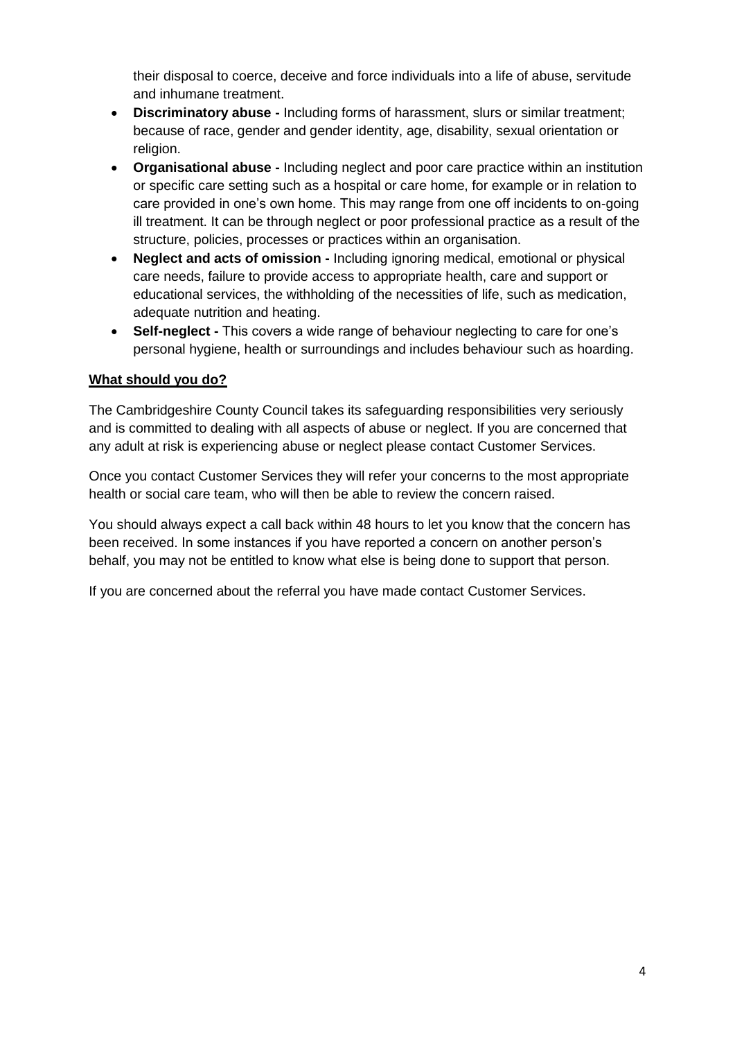their disposal to coerce, deceive and force individuals into a life of abuse, servitude and inhumane treatment.

- **Discriminatory abuse -** Including forms of harassment, slurs or similar treatment; because of race, gender and gender identity, age, disability, sexual orientation or religion.
- **Organisational abuse -** Including neglect and poor care practice within an institution or specific care setting such as a hospital or care home, for example or in relation to care provided in one's own home. This may range from one off incidents to on-going ill treatment. It can be through neglect or poor professional practice as a result of the structure, policies, processes or practices within an organisation.
- **Neglect and acts of omission -** Including ignoring medical, emotional or physical care needs, failure to provide access to appropriate health, care and support or educational services, the withholding of the necessities of life, such as medication, adequate nutrition and heating.
- **Self-neglect -** This covers a wide range of behaviour neglecting to care for one's personal hygiene, health or surroundings and includes behaviour such as hoarding.

## What should you do?

The Cambridgeshire County Council takes its safeguarding responsibilities very seriously and is committed to dealing with all aspects of abuse or neglect. If you are concerned that any adult at risk is experiencing abuse or neglect please contact Customer Services.

Once you contact Customer Services they will refer your concerns to the most appropriate health or social care team, who will then be able to review the concern raised.

You should always expect a call back within 48 hours to let you know that the concern has been received. In some instances if you have reported a concern on another person's behalf, you may not be entitled to know what else is being done to support that person.

If you are concerned about the referral you have made contact Customer Services.